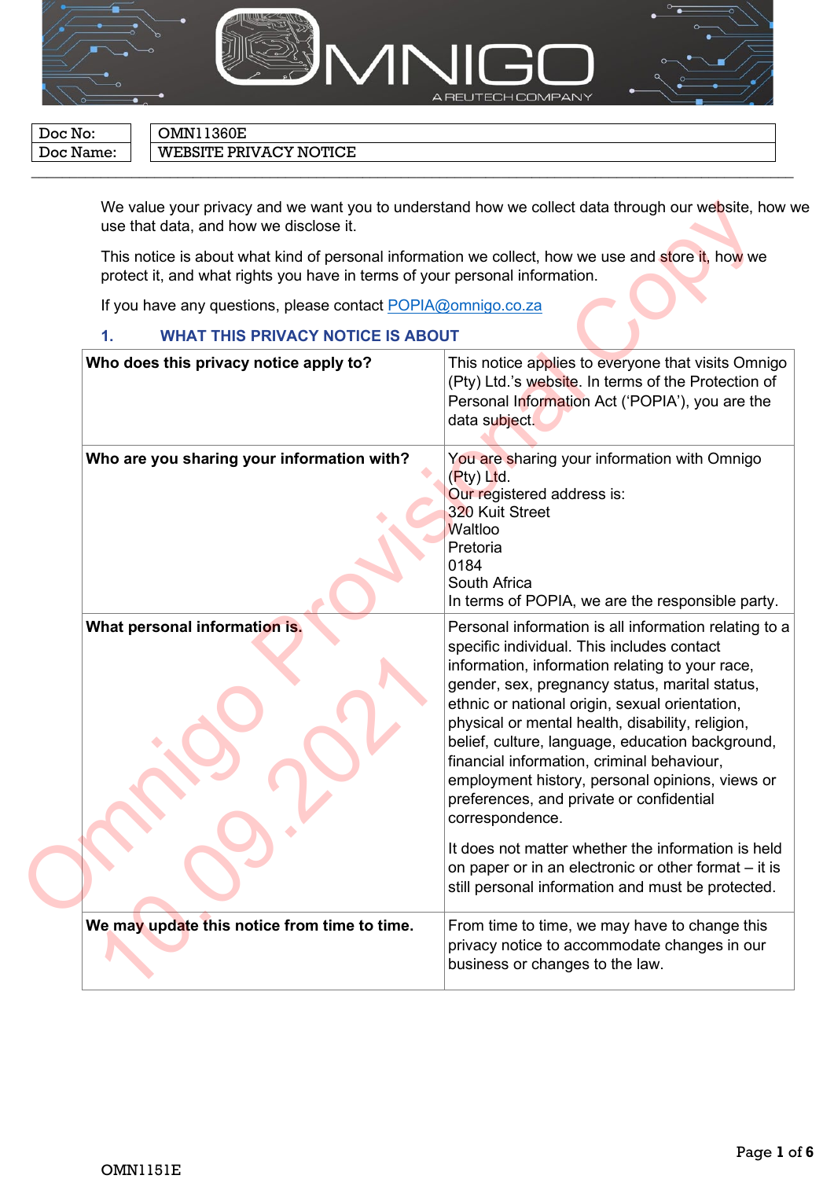| Doc No: | OMN11360E |
| --- | --- |
| Doc Name: | WEBSITE PRIVACY NOTICE |

We value your privacy and we want you to understand how we collect data through our website, how we use that data, and how we disclose it.

This notice is about what kind of personal information we collect, how we use and store it, how we protect it, and what rights you have in terms of your personal information.

If you have any questions, please contact POPIA@omnigo.co.za

## 1. WHAT THIS PRIVACY NOTICE IS ABOUT

| | |
| --- | --- |
| **Who does this privacy notice apply to?** | This notice applies to everyone that visits Omnigo (Pty) Ltd.'s website. In terms of the Protection of Personal Information Act ('POPIA'), you are the data subject. |
| **Who are you sharing your information with?** | You are sharing your information with Omnigo (Pty) Ltd.<br>Our registered address is:<br>320 Kuit Street<br>Waltloo<br>Pretoria<br>0184<br>South Africa<br>In terms of POPIA, we are the responsible party. |
| **What personal information is.** | Personal information is all information relating to a specific individual. This includes contact information, information relating to your race, gender, sex, pregnancy status, marital status, ethnic or national origin, sexual orientation, physical or mental health, disability, religion, belief, culture, language, education background, financial information, criminal behaviour, employment history, personal opinions, views or preferences, and private or confidential correspondence.<br><br>It does not matter whether the information is held on paper or in an electronic or other format – it is still personal information and must be protected. |
| **We may update this notice from time to time.** | From time to time, we may have to change this privacy notice to accommodate changes in our business or changes to the law. |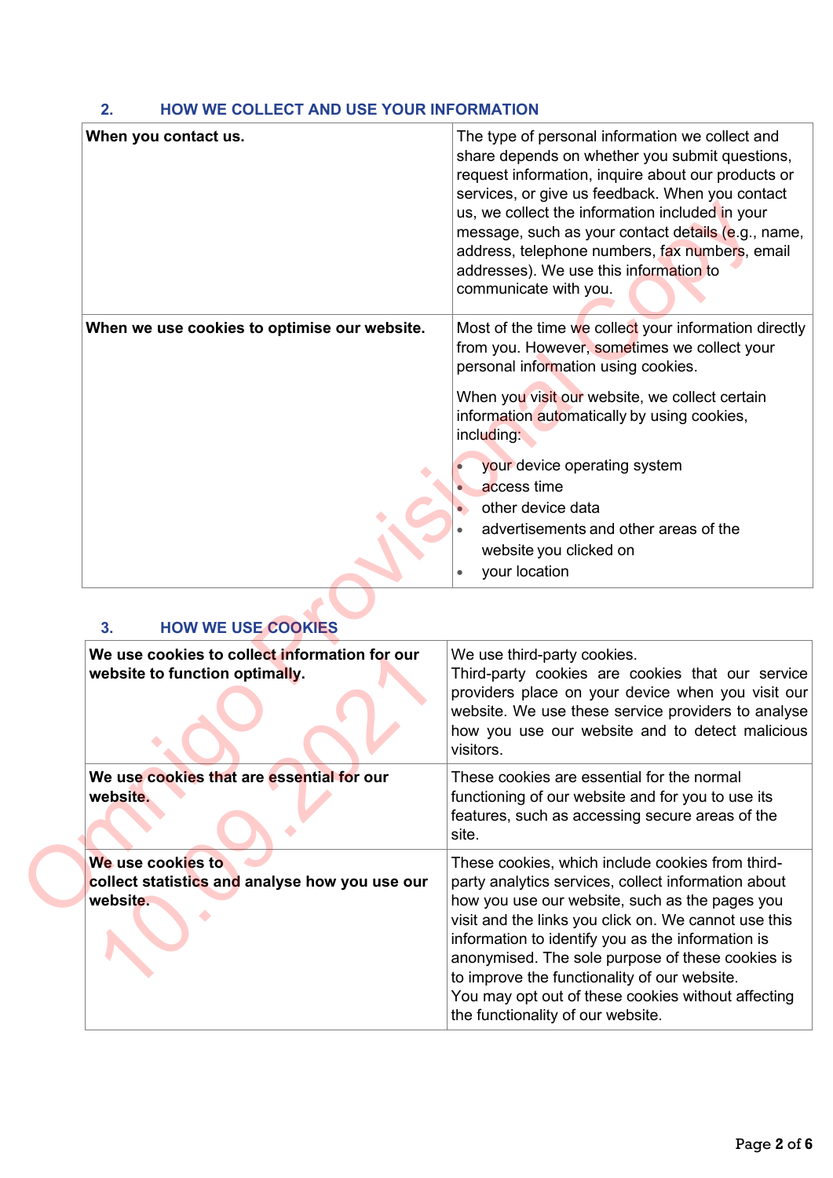## 2. HOW WE COLLECT AND USE YOUR INFORMATION

| | |
|---|---|
| **When you contact us.** | The type of personal information we collect and share depends on whether you submit questions, request information, inquire about our products or services, or give us feedback. When you contact us, we collect the information included in your message, such as your contact details (e.g., name, address, telephone numbers, fax numbers, email addresses). We use this information to communicate with you. |
| **When we use cookies to optimise our website.** | Most of the time we collect your information directly from you. However, sometimes we collect your personal information using cookies.<br><br>When you visit our website, we collect certain information automatically by using cookies, including:<br>• your device operating system<br>• access time<br>• other device data<br>• advertisements and other areas of the website you clicked on<br>• your location |

## 3. HOW WE USE COOKIES

| | |
|---|---|
| **We use cookies to collect information for our website to function optimally.** | We use third-party cookies.<br>Third-party cookies are cookies that our service providers place on your device when you visit our website. We use these service providers to analyse how you use our website and to detect malicious visitors. |
| **We use cookies that are essential for our website.** | These cookies are essential for the normal functioning of our website and for you to use its features, such as accessing secure areas of the site. |
| **We use cookies to collect statistics and analyse how you use our website.** | These cookies, which include cookies from third-party analytics services, collect information about how you use our website, such as the pages you visit and the links you click on. We cannot use this information to identify you as the information is anonymised. The sole purpose of these cookies is to improve the functionality of our website.<br>You may opt out of these cookies without affecting the functionality of our website. |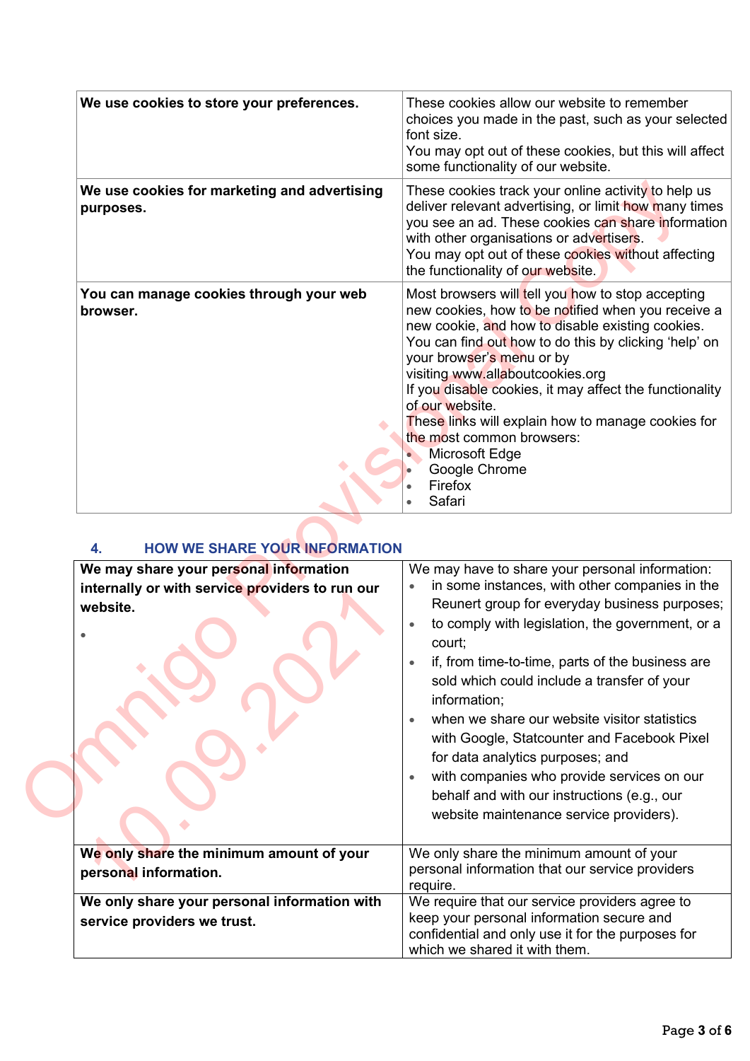| | |
|---|---|
| **We use cookies to store your preferences.** | These cookies allow our website to remember choices you made in the past, such as your selected font size.<br>You may opt out of these cookies, but this will affect some functionality of our website. |
| **We use cookies for marketing and advertising purposes.** | These cookies track your online activity to help us deliver relevant advertising, or limit how many times you see an ad. These cookies can share information with other organisations or advertisers.<br>You may opt out of these cookies without affecting the functionality of our website. |
| **You can manage cookies through your web browser.** | Most browsers will tell you how to stop accepting new cookies, how to be notified when you receive a new cookie, and how to disable existing cookies. You can find out how to do this by clicking 'help' on your browser's menu or by visiting www.allaboutcookies.org<br>If you disable cookies, it may affect the functionality of our website.<br>These links will explain how to manage cookies for the most common browsers:<br>• Microsoft Edge<br>• Google Chrome<br>• Firefox<br>• Safari |

## 4. HOW WE SHARE YOUR INFORMATION

| | |
|---|---|
| **We may share your personal information internally or with service providers to run our website.**<br>• | We may have to share your personal information:<br>• in some instances, with other companies in the Reunert group for everyday business purposes;<br>• to comply with legislation, the government, or a court;<br>• if, from time-to-time, parts of the business are sold which could include a transfer of your information;<br>• when we share our website visitor statistics with Google, Statcounter and Facebook Pixel for data analytics purposes; and<br>• with companies who provide services on our behalf and with our instructions (e.g., our website maintenance service providers). |
| **We only share the minimum amount of your personal information.** | We only share the minimum amount of your personal information that our service providers require. |
| **We only share your personal information with service providers we trust.** | We require that our service providers agree to keep your personal information secure and confidential and only use it for the purposes for which we shared it with them. |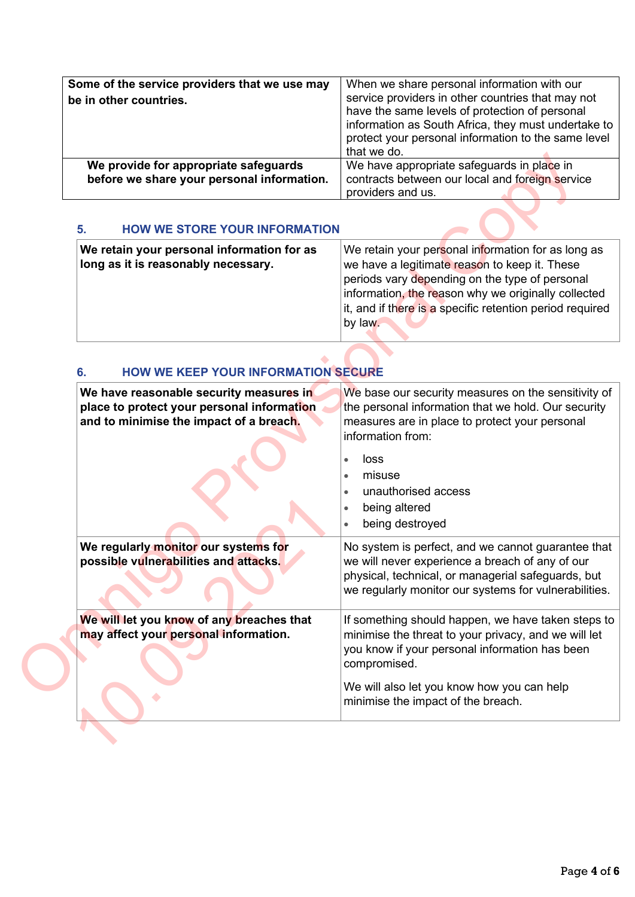| Some of the service providers that we use may be in other countries. | When we share personal information with our service providers in other countries that may not have the same levels of protection of personal information as South Africa, they must undertake to protect your personal information to the same level that we do. |
|---|---|
| We provide for appropriate safeguards before we share your personal information. | We have appropriate safeguards in place in contracts between our local and foreign service providers and us. |

## 5. HOW WE STORE YOUR INFORMATION

| We retain your personal information for as long as it is reasonably necessary. | We retain your personal information for as long as we have a legitimate reason to keep it. These periods vary depending on the type of personal information, the reason why we originally collected it, and if there is a specific retention period required by law. |
|---|---|

## 6. HOW WE KEEP YOUR INFORMATION SECURE

| We have reasonable security measures in place to protect your personal information and to minimise the impact of a breach. | We base our security measures on the sensitivity of the personal information that we hold. Our security measures are in place to protect your personal information from: <br>• loss <br>• misuse <br>• unauthorised access <br>• being altered <br>• being destroyed |
|---|---|
| We regularly monitor our systems for possible vulnerabilities and attacks. | No system is perfect, and we cannot guarantee that we will never experience a breach of any of our physical, technical, or managerial safeguards, but we regularly monitor our systems for vulnerabilities. |
| We will let you know of any breaches that may affect your personal information. | If something should happen, we have taken steps to minimise the threat to your privacy, and we will let you know if your personal information has been compromised. <br><br>We will also let you know how you can help minimise the impact of the breach. |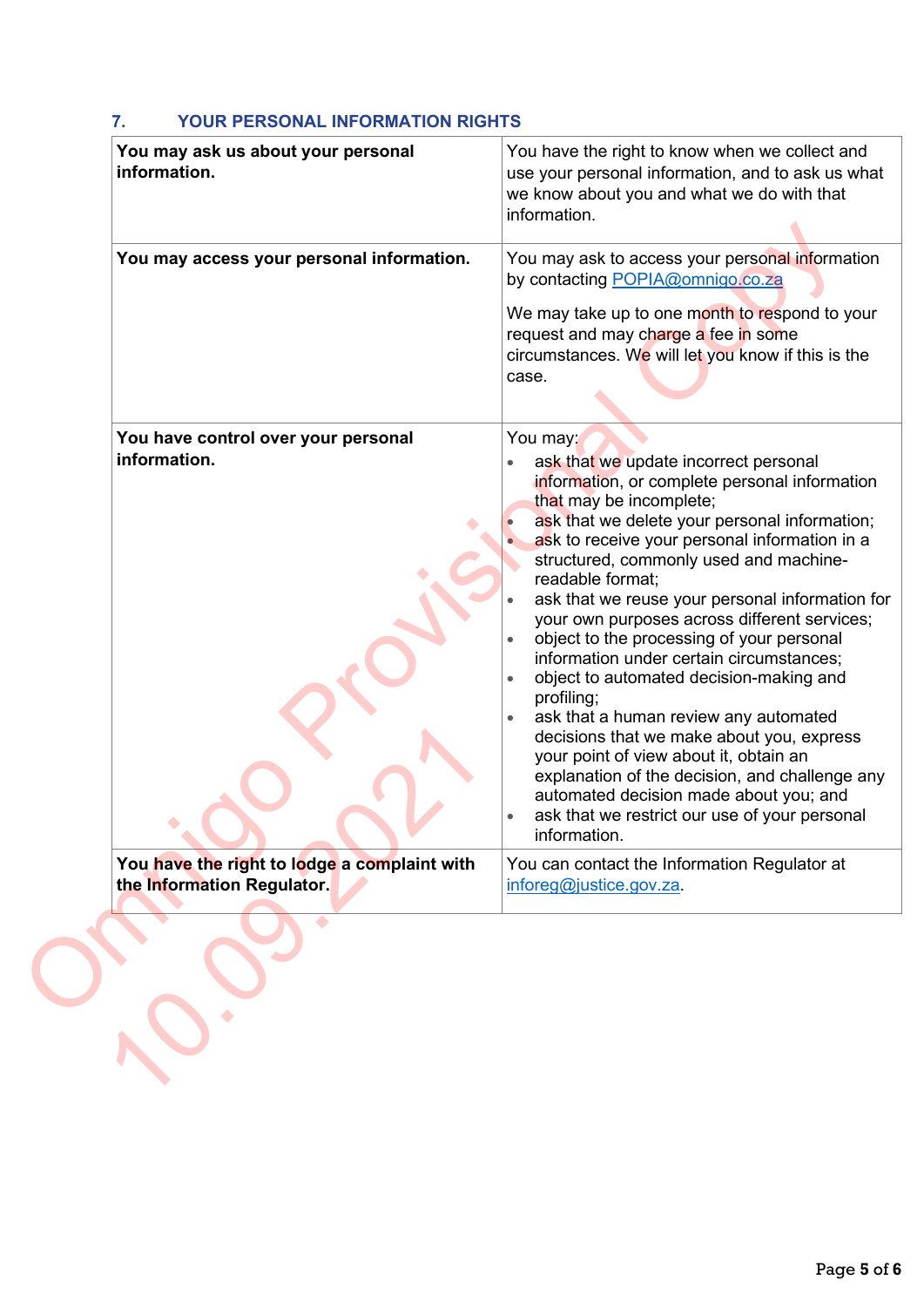## 7. YOUR PERSONAL INFORMATION RIGHTS

| | |
|---|---|
| **You may ask us about your personal information.** | You have the right to know when we collect and use your personal information, and to ask us what we know about you and what we do with that information. |
| **You may access your personal information.** | You may ask to access your personal information by contacting POPIA@omnigo.co.za<br><br>We may take up to one month to respond to your request and may charge a fee in some circumstances. We will let you know if this is the case. |
| **You have control over your personal information.** | You may:<br>• ask that we update incorrect personal information, or complete personal information that may be incomplete;<br>• ask that we delete your personal information;<br>• ask to receive your personal information in a structured, commonly used and machine-readable format;<br>• ask that we reuse your personal information for your own purposes across different services;<br>• object to the processing of your personal information under certain circumstances;<br>• object to automated decision-making and profiling;<br>• ask that a human review any automated decisions that we make about you, express your point of view about it, obtain an explanation of the decision, and challenge any automated decision made about you; and<br>• ask that we restrict our use of your personal information. |
| **You have the right to lodge a complaint with the Information Regulator.** | You can contact the Information Regulator at inforeg@justice.gov.za. |

Omnigo Provisional Copy
10.09.2021